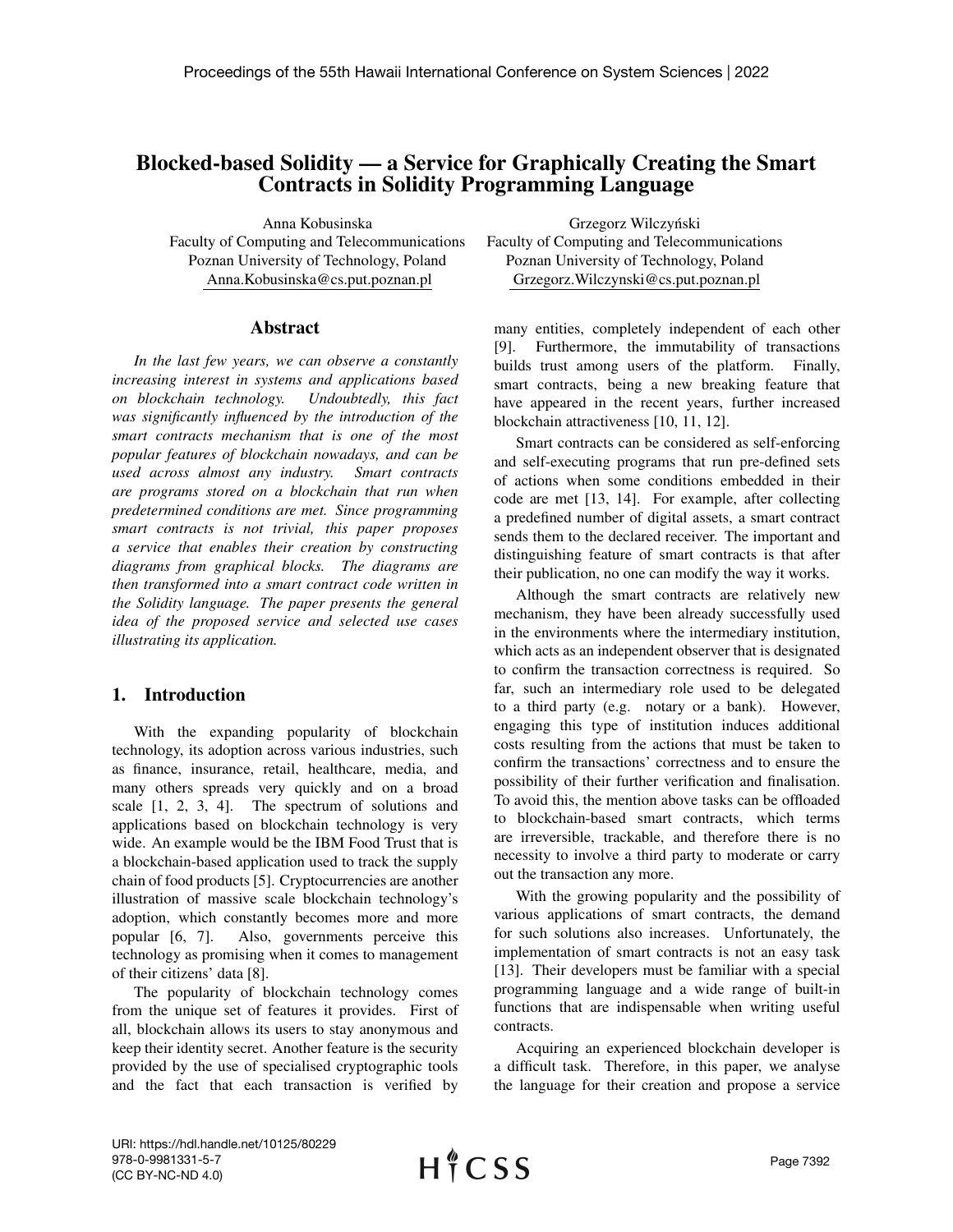# Blocked-based Solidity — a Service for Graphically Creating the Smart Contracts in Solidity Programming Language

Anna Kobusinska
Faculty of Computing and Telecommunications
Poznan University of Technology, Poland
Anna.Kobusinska@cs.put.poznan.pl

Grzegorz Wilczyński
Faculty of Computing and Telecommunications
Poznan University of Technology, Poland
Grzegorz.Wilczynski@cs.put.poznan.pl

## Abstract

*In the last few years, we can observe a constantly increasing interest in systems and applications based on blockchain technology. Undoubtedly, this fact was significantly influenced by the introduction of the smart contracts mechanism that is one of the most popular features of blockchain nowadays, and can be used across almost any industry. Smart contracts are programs stored on a blockchain that run when predetermined conditions are met. Since programming smart contracts is not trivial, this paper proposes a service that enables their creation by constructing diagrams from graphical blocks. The diagrams are then transformed into a smart contract code written in the Solidity language. The paper presents the general idea of the proposed service and selected use cases illustrating its application.*

## 1. Introduction

With the expanding popularity of blockchain technology, its adoption across various industries, such as finance, insurance, retail, healthcare, media, and many others spreads very quickly and on a broad scale [1, 2, 3, 4]. The spectrum of solutions and applications based on blockchain technology is very wide. An example would be the IBM Food Trust that is a blockchain-based application used to track the supply chain of food products [5]. Cryptocurrencies are another illustration of massive scale blockchain technology's adoption, which constantly becomes more and more popular [6, 7]. Also, governments perceive this technology as promising when it comes to management of their citizens' data [8].

The popularity of blockchain technology comes from the unique set of features it provides. First of all, blockchain allows its users to stay anonymous and keep their identity secret. Another feature is the security provided by the use of specialised cryptographic tools and the fact that each transaction is verified by many entities, completely independent of each other [9]. Furthermore, the immutability of transactions builds trust among users of the platform. Finally, smart contracts, being a new breaking feature that have appeared in the recent years, further increased blockchain attractiveness [10, 11, 12].

Smart contracts can be considered as self-enforcing and self-executing programs that run pre-defined sets of actions when some conditions embedded in their code are met [13, 14]. For example, after collecting a predefined number of digital assets, a smart contract sends them to the declared receiver. The important and distinguishing feature of smart contracts is that after their publication, no one can modify the way it works.

Although the smart contracts are relatively new mechanism, they have been already successfully used in the environments where the intermediary institution, which acts as an independent observer that is designated to confirm the transaction correctness is required. So far, such an intermediary role used to be delegated to a third party (e.g. notary or a bank). However, engaging this type of institution induces additional costs resulting from the actions that must be taken to confirm the transactions' correctness and to ensure the possibility of their further verification and finalisation. To avoid this, the mention above tasks can be offloaded to blockchain-based smart contracts, which terms are irreversible, trackable, and therefore there is no necessity to involve a third party to moderate or carry out the transaction any more.

With the growing popularity and the possibility of various applications of smart contracts, the demand for such solutions also increases. Unfortunately, the implementation of smart contracts is not an easy task [13]. Their developers must be familiar with a special programming language and a wide range of built-in functions that are indispensable when writing useful contracts.

Acquiring an experienced blockchain developer is a difficult task. Therefore, in this paper, we analyse the language for their creation and propose a service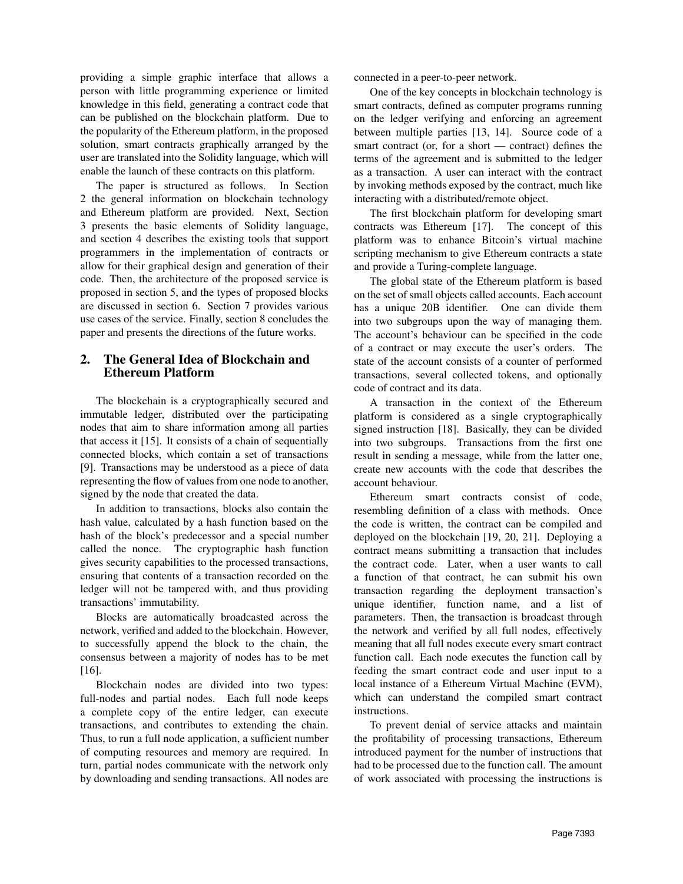providing a simple graphic interface that allows a person with little programming experience or limited knowledge in this field, generating a contract code that can be published on the blockchain platform. Due to the popularity of the Ethereum platform, in the proposed solution, smart contracts graphically arranged by the user are translated into the Solidity language, which will enable the launch of these contracts on this platform.

The paper is structured as follows. In Section 2 the general information on blockchain technology and Ethereum platform are provided. Next, Section 3 presents the basic elements of Solidity language, and section 4 describes the existing tools that support programmers in the implementation of contracts or allow for their graphical design and generation of their code. Then, the architecture of the proposed service is proposed in section 5, and the types of proposed blocks are discussed in section 6. Section 7 provides various use cases of the service. Finally, section 8 concludes the paper and presents the directions of the future works.

## 2. The General Idea of Blockchain and Ethereum Platform

The blockchain is a cryptographically secured and immutable ledger, distributed over the participating nodes that aim to share information among all parties that access it [15]. It consists of a chain of sequentially connected blocks, which contain a set of transactions [9]. Transactions may be understood as a piece of data representing the flow of values from one node to another, signed by the node that created the data.

In addition to transactions, blocks also contain the hash value, calculated by a hash function based on the hash of the block's predecessor and a special number called the nonce. The cryptographic hash function gives security capabilities to the processed transactions, ensuring that contents of a transaction recorded on the ledger will not be tampered with, and thus providing transactions' immutability.

Blocks are automatically broadcasted across the network, verified and added to the blockchain. However, to successfully append the block to the chain, the consensus between a majority of nodes has to be met [16].

Blockchain nodes are divided into two types: full-nodes and partial nodes. Each full node keeps a complete copy of the entire ledger, can execute transactions, and contributes to extending the chain. Thus, to run a full node application, a sufficient number of computing resources and memory are required. In turn, partial nodes communicate with the network only by downloading and sending transactions. All nodes are connected in a peer-to-peer network.

One of the key concepts in blockchain technology is smart contracts, defined as computer programs running on the ledger verifying and enforcing an agreement between multiple parties [13, 14]. Source code of a smart contract (or, for a short — contract) defines the terms of the agreement and is submitted to the ledger as a transaction. A user can interact with the contract by invoking methods exposed by the contract, much like interacting with a distributed/remote object.

The first blockchain platform for developing smart contracts was Ethereum [17]. The concept of this platform was to enhance Bitcoin's virtual machine scripting mechanism to give Ethereum contracts a state and provide a Turing-complete language.

The global state of the Ethereum platform is based on the set of small objects called accounts. Each account has a unique 20B identifier. One can divide them into two subgroups upon the way of managing them. The account's behaviour can be specified in the code of a contract or may execute the user's orders. The state of the account consists of a counter of performed transactions, several collected tokens, and optionally code of contract and its data.

A transaction in the context of the Ethereum platform is considered as a single cryptographically signed instruction [18]. Basically, they can be divided into two subgroups. Transactions from the first one result in sending a message, while from the latter one, create new accounts with the code that describes the account behaviour.

Ethereum smart contracts consist of code, resembling definition of a class with methods. Once the code is written, the contract can be compiled and deployed on the blockchain [19, 20, 21]. Deploying a contract means submitting a transaction that includes the contract code. Later, when a user wants to call a function of that contract, he can submit his own transaction regarding the deployment transaction's unique identifier, function name, and a list of parameters. Then, the transaction is broadcast through the network and verified by all full nodes, effectively meaning that all full nodes execute every smart contract function call. Each node executes the function call by feeding the smart contract code and user input to a local instance of a Ethereum Virtual Machine (EVM), which can understand the compiled smart contract instructions.

To prevent denial of service attacks and maintain the profitability of processing transactions, Ethereum introduced payment for the number of instructions that had to be processed due to the function call. The amount of work associated with processing the instructions is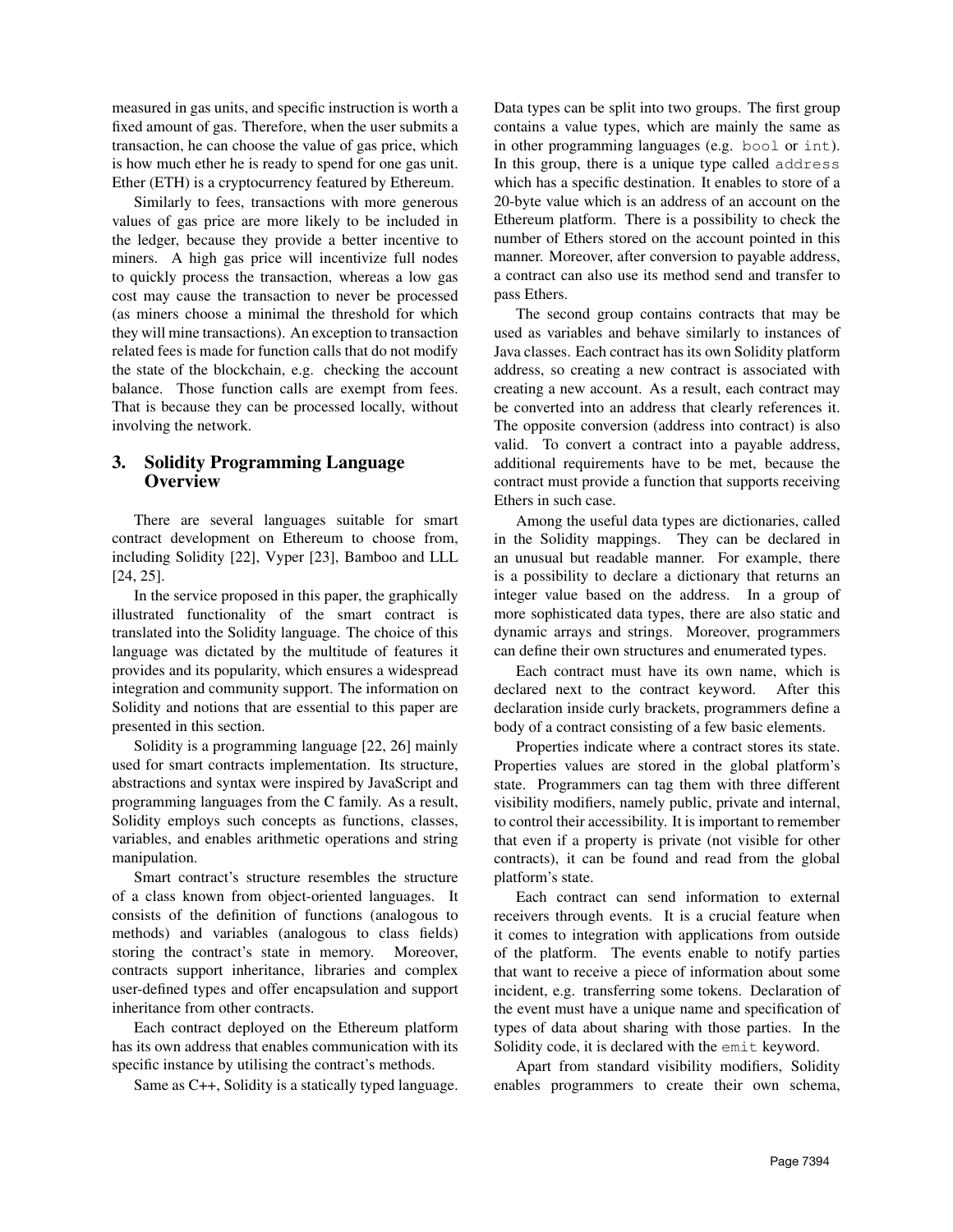measured in gas units, and specific instruction is worth a fixed amount of gas. Therefore, when the user submits a transaction, he can choose the value of gas price, which is how much ether he is ready to spend for one gas unit. Ether (ETH) is a cryptocurrency featured by Ethereum.

Similarly to fees, transactions with more generous values of gas price are more likely to be included in the ledger, because they provide a better incentive to miners. A high gas price will incentivize full nodes to quickly process the transaction, whereas a low gas cost may cause the transaction to never be processed (as miners choose a minimal the threshold for which they will mine transactions). An exception to transaction related fees is made for function calls that do not modify the state of the blockchain, e.g. checking the account balance. Those function calls are exempt from fees. That is because they can be processed locally, without involving the network.

## 3. Solidity Programming Language Overview

There are several languages suitable for smart contract development on Ethereum to choose from, including Solidity [22], Vyper [23], Bamboo and LLL [24, 25].

In the service proposed in this paper, the graphically illustrated functionality of the smart contract is translated into the Solidity language. The choice of this language was dictated by the multitude of features it provides and its popularity, which ensures a widespread integration and community support. The information on Solidity and notions that are essential to this paper are presented in this section.

Solidity is a programming language [22, 26] mainly used for smart contracts implementation. Its structure, abstractions and syntax were inspired by JavaScript and programming languages from the C family. As a result, Solidity employs such concepts as functions, classes, variables, and enables arithmetic operations and string manipulation.

Smart contract's structure resembles the structure of a class known from object-oriented languages. It consists of the definition of functions (analogous to methods) and variables (analogous to class fields) storing the contract's state in memory. Moreover, contracts support inheritance, libraries and complex user-defined types and offer encapsulation and support inheritance from other contracts.

Each contract deployed on the Ethereum platform has its own address that enables communication with its specific instance by utilising the contract's methods.

Same as C++, Solidity is a statically typed language. Data types can be split into two groups. The first group contains a value types, which are mainly the same as in other programming languages (e.g. `bool` or `int`). In this group, there is a unique type called `address` which has a specific destination. It enables to store of a 20-byte value which is an address of an account on the Ethereum platform. There is a possibility to check the number of Ethers stored on the account pointed in this manner. Moreover, after conversion to payable address, a contract can also use its method send and transfer to pass Ethers.

The second group contains contracts that may be used as variables and behave similarly to instances of Java classes. Each contract has its own Solidity platform address, so creating a new contract is associated with creating a new account. As a result, each contract may be converted into an address that clearly references it. The opposite conversion (address into contract) is also valid. To convert a contract into a payable address, additional requirements have to be met, because the contract must provide a function that supports receiving Ethers in such case.

Among the useful data types are dictionaries, called in the Solidity mappings. They can be declared in an unusual but readable manner. For example, there is a possibility to declare a dictionary that returns an integer value based on the address. In a group of more sophisticated data types, there are also static and dynamic arrays and strings. Moreover, programmers can define their own structures and enumerated types.

Each contract must have its own name, which is declared next to the contract keyword. After this declaration inside curly brackets, programmers define a body of a contract consisting of a few basic elements.

Properties indicate where a contract stores its state. Properties values are stored in the global platform's state. Programmers can tag them with three different visibility modifiers, namely public, private and internal, to control their accessibility. It is important to remember that even if a property is private (not visible for other contracts), it can be found and read from the global platform's state.

Each contract can send information to external receivers through events. It is a crucial feature when it comes to integration with applications from outside of the platform. The events enable to notify parties that want to receive a piece of information about some incident, e.g. transferring some tokens. Declaration of the event must have a unique name and specification of types of data about sharing with those parties. In the Solidity code, it is declared with the `emit` keyword.

Apart from standard visibility modifiers, Solidity enables programmers to create their own schema,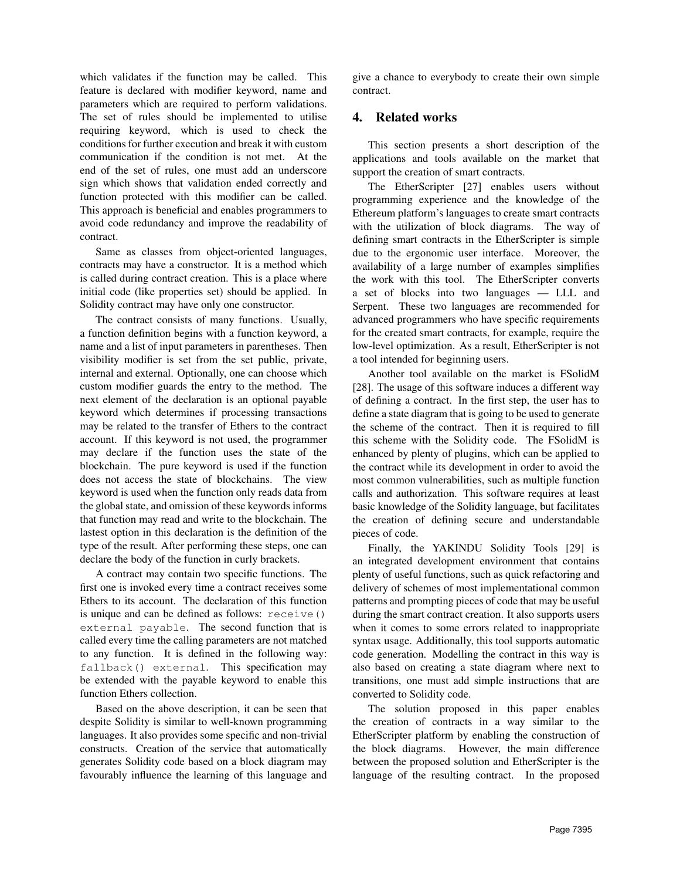which validates if the function may be called. This feature is declared with modifier keyword, name and parameters which are required to perform validations. The set of rules should be implemented to utilise requiring keyword, which is used to check the conditions for further execution and break it with custom communication if the condition is not met. At the end of the set of rules, one must add an underscore sign which shows that validation ended correctly and function protected with this modifier can be called. This approach is beneficial and enables programmers to avoid code redundancy and improve the readability of contract.

Same as classes from object-oriented languages, contracts may have a constructor. It is a method which is called during contract creation. This is a place where initial code (like properties set) should be applied. In Solidity contract may have only one constructor.

The contract consists of many functions. Usually, a function definition begins with a function keyword, a name and a list of input parameters in parentheses. Then visibility modifier is set from the set public, private, internal and external. Optionally, one can choose which custom modifier guards the entry to the method. The next element of the declaration is an optional payable keyword which determines if processing transactions may be related to the transfer of Ethers to the contract account. If this keyword is not used, the programmer may declare if the function uses the state of the blockchain. The pure keyword is used if the function does not access the state of blockchains. The view keyword is used when the function only reads data from the global state, and omission of these keywords informs that function may read and write to the blockchain. The lastest option in this declaration is the definition of the type of the result. After performing these steps, one can declare the body of the function in curly brackets.

A contract may contain two specific functions. The first one is invoked every time a contract receives some Ethers to its account. The declaration of this function is unique and can be defined as follows: `receive() external payable`. The second function that is called every time the calling parameters are not matched to any function. It is defined in the following way: `fallback() external`. This specification may be extended with the payable keyword to enable this function Ethers collection.

Based on the above description, it can be seen that despite Solidity is similar to well-known programming languages. It also provides some specific and non-trivial constructs. Creation of the service that automatically generates Solidity code based on a block diagram may favourably influence the learning of this language and give a chance to everybody to create their own simple contract.

## 4. Related works

This section presents a short description of the applications and tools available on the market that support the creation of smart contracts.

The EtherScripter [27] enables users without programming experience and the knowledge of the Ethereum platform's languages to create smart contracts with the utilization of block diagrams. The way of defining smart contracts in the EtherScripter is simple due to the ergonomic user interface. Moreover, the availability of a large number of examples simplifies the work with this tool. The EtherScripter converts a set of blocks into two languages — LLL and Serpent. These two languages are recommended for advanced programmers who have specific requirements for the created smart contracts, for example, require the low-level optimization. As a result, EtherScripter is not a tool intended for beginning users.

Another tool available on the market is FSolidM [28]. The usage of this software induces a different way of defining a contract. In the first step, the user has to define a state diagram that is going to be used to generate the scheme of the contract. Then it is required to fill this scheme with the Solidity code. The FSolidM is enhanced by plenty of plugins, which can be applied to the contract while its development in order to avoid the most common vulnerabilities, such as multiple function calls and authorization. This software requires at least basic knowledge of the Solidity language, but facilitates the creation of defining secure and understandable pieces of code.

Finally, the YAKINDU Solidity Tools [29] is an integrated development environment that contains plenty of useful functions, such as quick refactoring and delivery of schemes of most implementational common patterns and prompting pieces of code that may be useful during the smart contract creation. It also supports users when it comes to some errors related to inappropriate syntax usage. Additionally, this tool supports automatic code generation. Modelling the contract in this way is also based on creating a state diagram where next to transitions, one must add simple instructions that are converted to Solidity code.

The solution proposed in this paper enables the creation of contracts in a way similar to the EtherScripter platform by enabling the construction of the block diagrams. However, the main difference between the proposed solution and EtherScripter is the language of the resulting contract. In the proposed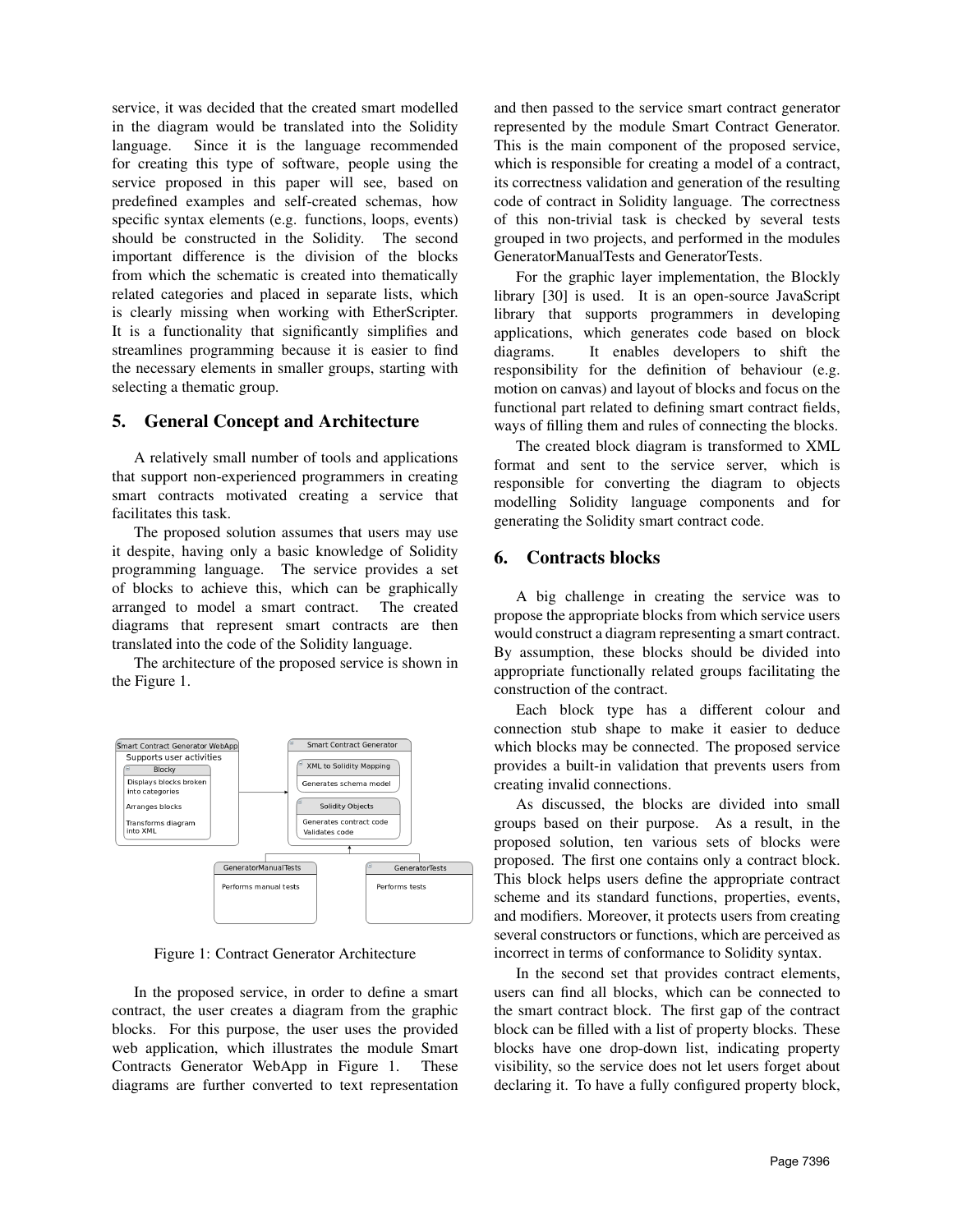service, it was decided that the created smart modelled in the diagram would be translated into the Solidity language. Since it is the language recommended for creating this type of software, people using the service proposed in this paper will see, based on predefined examples and self-created schemas, how specific syntax elements (e.g. functions, loops, events) should be constructed in the Solidity. The second important difference is the division of the blocks from which the schematic is created into thematically related categories and placed in separate lists, which is clearly missing when working with EtherScripter. It is a functionality that significantly simplifies and streamlines programming because it is easier to find the necessary elements in smaller groups, starting with selecting a thematic group.

## 5. General Concept and Architecture

A relatively small number of tools and applications that support non-experienced programmers in creating smart contracts motivated creating a service that facilitates this task.

The proposed solution assumes that users may use it despite, having only a basic knowledge of Solidity programming language. The service provides a set of blocks to achieve this, which can be graphically arranged to model a smart contract. The created diagrams that represent smart contracts are then translated into the code of the Solidity language.

The architecture of the proposed service is shown in the Figure 1.

Figure 1: Contract Generator Architecture

In the proposed service, in order to define a smart contract, the user creates a diagram from the graphic blocks. For this purpose, the user uses the provided web application, which illustrates the module Smart Contracts Generator WebApp in Figure 1. These diagrams are further converted to text representation and then passed to the service smart contract generator represented by the module Smart Contract Generator. This is the main component of the proposed service, which is responsible for creating a model of a contract, its correctness validation and generation of the resulting code of contract in Solidity language. The correctness of this non-trivial task is checked by several tests grouped in two projects, and performed in the modules GeneratorManualTests and GeneratorTests.

For the graphic layer implementation, the Blockly library [30] is used. It is an open-source JavaScript library that supports programmers in developing applications, which generates code based on block diagrams. It enables developers to shift the responsibility for the definition of behaviour (e.g. motion on canvas) and layout of blocks and focus on the functional part related to defining smart contract fields, ways of filling them and rules of connecting the blocks.

The created block diagram is transformed to XML format and sent to the service server, which is responsible for converting the diagram to objects modelling Solidity language components and for generating the Solidity smart contract code.

## 6. Contracts blocks

A big challenge in creating the service was to propose the appropriate blocks from which service users would construct a diagram representing a smart contract. By assumption, these blocks should be divided into appropriate functionally related groups facilitating the construction of the contract.

Each block type has a different colour and connection stub shape to make it easier to deduce which blocks may be connected. The proposed service provides a built-in validation that prevents users from creating invalid connections.

As discussed, the blocks are divided into small groups based on their purpose. As a result, in the proposed solution, ten various sets of blocks were proposed. The first one contains only a contract block. This block helps users define the appropriate contract scheme and its standard functions, properties, events, and modifiers. Moreover, it protects users from creating several constructors or functions, which are perceived as incorrect in terms of conformance to Solidity syntax.

In the second set that provides contract elements, users can find all blocks, which can be connected to the smart contract block. The first gap of the contract block can be filled with a list of property blocks. These blocks have one drop-down list, indicating property visibility, so the service does not let users forget about declaring it. To have a fully configured property block,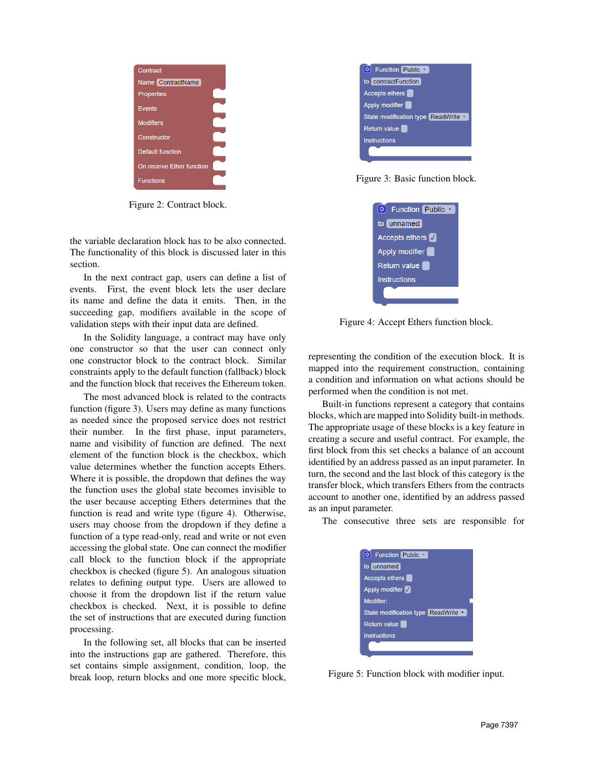Figure 2: Contract block.

the variable declaration block has to be also connected. The functionality of this block is discussed later in this section.

In the next contract gap, users can define a list of events. First, the event block lets the user declare its name and define the data it emits. Then, in the succeeding gap, modifiers available in the scope of validation steps with their input data are defined.

In the Solidity language, a contract may have only one constructor so that the user can connect only one constructor block to the contract block. Similar constraints apply to the default function (fallback) block and the function block that receives the Ethereum token.

The most advanced block is related to the contracts function (figure 3). Users may define as many functions as needed since the proposed service does not restrict their number. In the first phase, input parameters, name and visibility of function are defined. The next element of the function block is the checkbox, which value determines whether the function accepts Ethers. Where it is possible, the dropdown that defines the way the function uses the global state becomes invisible to the user because accepting Ethers determines that the function is read and write type (figure 4). Otherwise, users may choose from the dropdown if they define a function of a type read-only, read and write or not even accessing the global state. One can connect the modifier call block to the function block if the appropriate checkbox is checked (figure 5). An analogous situation relates to defining output type. Users are allowed to choose it from the dropdown list if the return value checkbox is checked. Next, it is possible to define the set of instructions that are executed during function processing.

In the following set, all blocks that can be inserted into the instructions gap are gathered. Therefore, this set contains simple assignment, condition, loop, the break loop, return blocks and one more specific block,

Figure 3: Basic function block.

Figure 4: Accept Ethers function block.

representing the condition of the execution block. It is mapped into the requirement construction, containing a condition and information on what actions should be performed when the condition is not met.

Built-in functions represent a category that contains blocks, which are mapped into Solidity built-in methods. The appropriate usage of these blocks is a key feature in creating a secure and useful contract. For example, the first block from this set checks a balance of an account identified by an address passed as an input parameter. In turn, the second and the last block of this category is the transfer block, which transfers Ethers from the contracts account to another one, identified by an address passed as an input parameter.

The consecutive three sets are responsible for

Figure 5: Function block with modifier input.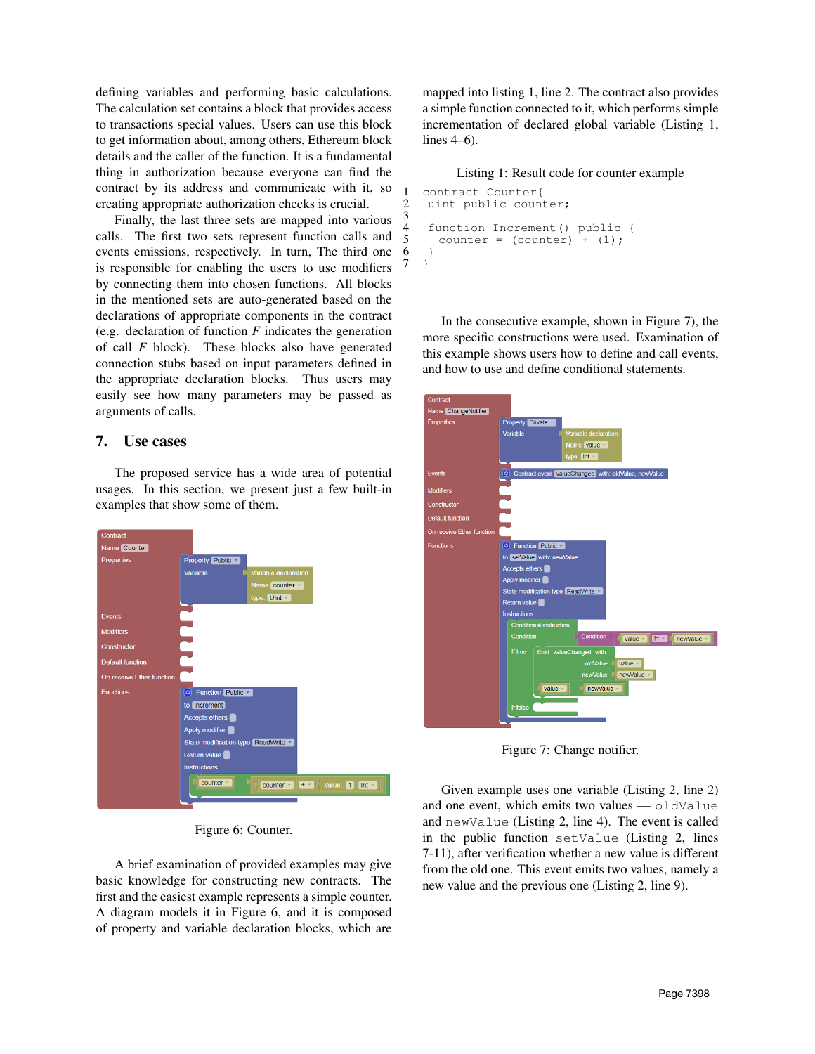defining variables and performing basic calculations. The calculation set contains a block that provides access to transactions special values. Users can use this block to get information about, among others, Ethereum block details and the caller of the function. It is a fundamental thing in authorization because everyone can find the contract by its address and communicate with it, so creating appropriate authorization checks is crucial.

Finally, the last three sets are mapped into various calls. The first two sets represent function calls and events emissions, respectively. In turn, The third one is responsible for enabling the users to use modifiers by connecting them into chosen functions. All blocks in the mentioned sets are auto-generated based on the declarations of appropriate components in the contract (e.g. declaration of function *F* indicates the generation of call *F* block). These blocks also have generated connection stubs based on input parameters defined in the appropriate declaration blocks. Thus users may easily see how many parameters may be passed as arguments of calls.

## 7. Use cases

The proposed service has a wide area of potential usages. In this section, we present just a few built-in examples that show some of them.

Figure 6: Counter.

A brief examination of provided examples may give basic knowledge for constructing new contracts. The first and the easiest example represents a simple counter. A diagram models it in Figure 6, and it is composed of property and variable declaration blocks, which are mapped into listing 1, line 2. The contract also provides a simple function connected to it, which performs simple incrementation of declared global variable (Listing 1, lines 4–6).

Listing 1: Result code for counter example

```
1  contract Counter{
2   uint public counter;
3
4   function Increment() public {
5     counter = (counter) + (1);
6   }
7  }
```

In the consecutive example, shown in Figure 7), the more specific constructions were used. Examination of this example shows users how to define and call events, and how to use and define conditional statements.

Figure 7: Change notifier.

Given example uses one variable (Listing 2, line 2) and one event, which emits two values — `oldValue` and `newValue` (Listing 2, line 4). The event is called in the public function `setValue` (Listing 2, lines 7-11), after verification whether a new value is different from the old one. This event emits two values, namely a new value and the previous one (Listing 2, line 9).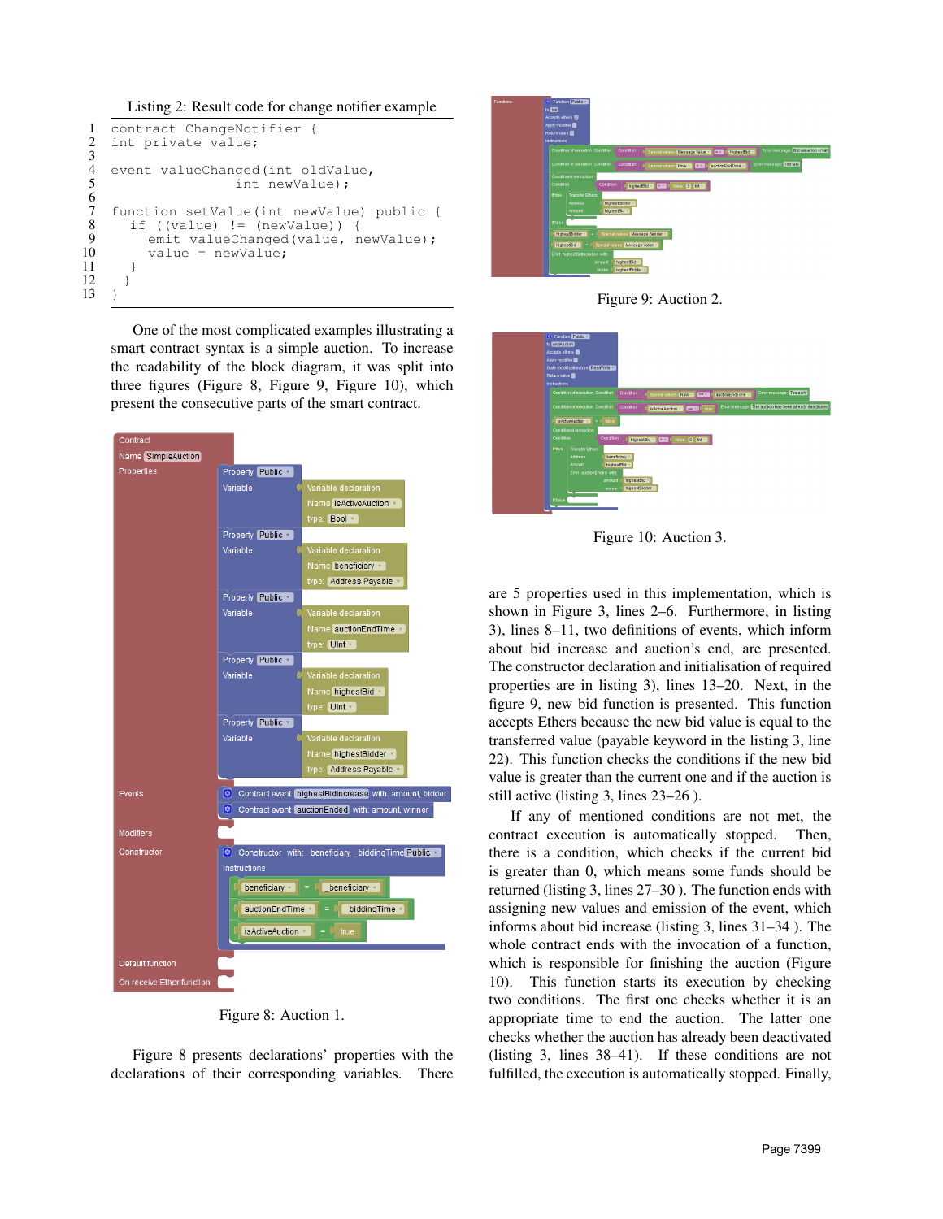Listing 2: Result code for change notifier example

```
contract ChangeNotifier {
int private value;

event valueChanged(int oldValue,
                   int newValue);

function setValue(int newValue) public {
   if ((value) != (newValue)) {
      emit valueChanged(value, newValue);
      value = newValue;
   }
  }
}
```

One of the most complicated examples illustrating a smart contract syntax is a simple auction. To increase the readability of the block diagram, it was split into three figures (Figure 8, Figure 9, Figure 10), which present the consecutive parts of the smart contract.

Figure 8: Auction 1.

Figure 8 presents declarations' properties with the declarations of their corresponding variables. There are 5 properties used in this implementation, which is shown in Figure 3, lines 2–6. Furthermore, in listing 3), lines 8–11, two definitions of events, which inform about bid increase and auction's end, are presented. The constructor declaration and initialisation of required properties are in listing 3), lines 13–20. Next, in the figure 9, new bid function is presented. This function accepts Ethers because the new bid value is equal to the transferred value (payable keyword in the listing 3, line 22). This function checks the conditions if the new bid value is greater than the current one and if the auction is still active (listing 3, lines 23–26 ).

If any of mentioned conditions are not met, the contract execution is automatically stopped. Then, there is a condition, which checks if the current bid is greater than 0, which means some funds should be returned (listing 3, lines 27–30 ). The function ends with assigning new values and emission of the event, which informs about bid increase (listing 3, lines 31–34 ). The whole contract ends with the invocation of a function, which is responsible for finishing the auction (Figure 10). This function starts its execution by checking two conditions. The first one checks whether it is an appropriate time to end the auction. The latter one checks whether the auction has already been deactivated (listing 3, lines 38–41). If these conditions are not fulfilled, the execution is automatically stopped. Finally,

Figure 9: Auction 2.

Figure 10: Auction 3.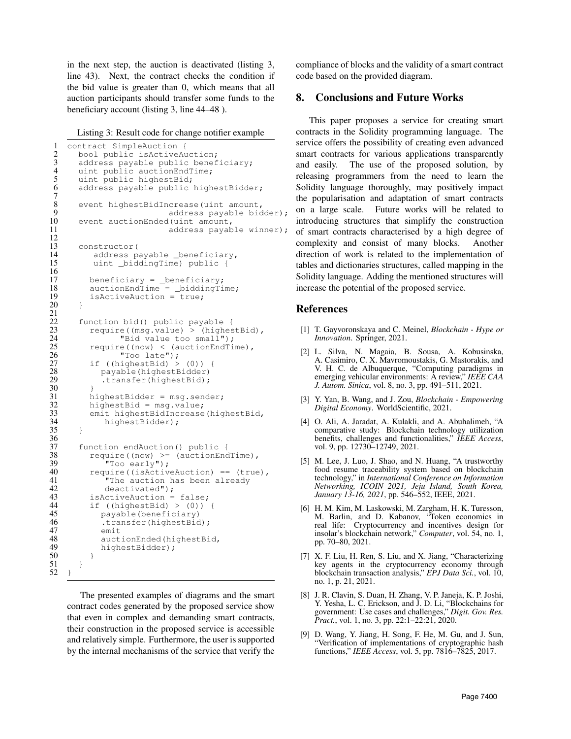in the next step, the auction is deactivated (listing 3, line 43). Next, the contract checks the condition if the bid value is greater than 0, which means that all auction participants should transfer some funds to the beneficiary account (listing 3, line 44–48 ).

Listing 3: Result code for change notifier example

```
1  contract SimpleAuction {
2    bool public isActiveAuction;
3    address payable public beneficiary;
4    uint public auctionEndTime;
5    uint public highestBid;
6    address payable public highestBidder;
7
8    event highestBidIncrease(uint amount,
9                        address payable bidder);
10   event auctionEnded(uint amount,
11                       address payable winner);
12
13   constructor(
14       address payable _beneficiary,
15       uint _biddingTime) public {
16
17      beneficiary = _beneficiary;
18      auctionEndTime = _biddingTime;
19      isActiveAuction = true;
20   }
21
22   function bid() public payable {
23      require((msg.value) > (highestBid),
24            "Bid value too small");
25      require((now) < (auctionEndTime),
26            "Too late");
27      if ((highestBid) > (0)) {
28        payable(highestBidder)
29        .transfer(highestBid);
30      }
31      highestBidder = msg.sender;
32      highestBid = msg.value;
33      emit highestBidIncrease(highestBid,
34          highestBidder);
35   }
36
37   function endAuction() public {
38      require((now) >= (auctionEndTime),
39          "Too early");
40      require((isActiveAuction) == (true),
41          "The auction has been already
42          deactivated");
43      isActiveAuction = false;
44      if ((highestBid) > (0)) {
45        payable(beneficiary)
46        .transfer(highestBid);
47        emit
48        auctionEnded(highestBid,
49        highestBidder);
50      }
51   }
52 }
```

The presented examples of diagrams and the smart contract codes generated by the proposed service show that even in complex and demanding smart contracts, their construction in the proposed service is accessible and relatively simple. Furthermore, the user is supported by the internal mechanisms of the service that verify the compliance of blocks and the validity of a smart contract code based on the provided diagram.

## 8. Conclusions and Future Works

This paper proposes a service for creating smart contracts in the Solidity programming language. The service offers the possibility of creating even advanced smart contracts for various applications transparently and easily. The use of the proposed solution, by releasing programmers from the need to learn the Solidity language thoroughly, may positively impact the popularisation and adaptation of smart contracts on a large scale. Future works will be related to introducing structures that simplify the construction of smart contracts characterised by a high degree of complexity and consist of many blocks. Another direction of work is related to the implementation of tables and dictionaries structures, called mapping in the Solidity language. Adding the mentioned structures will increase the potential of the proposed service.

## References

[1] T. Gayvoronskaya and C. Meinel, *Blockchain - Hype or Innovation*. Springer, 2021.

[2] L. Silva, N. Magaia, B. Sousa, A. Kobusinska, A. Casimiro, C. X. Mavromoustakis, G. Mastorakis, and V. H. C. de Albuquerque, "Computing paradigms in emerging vehicular environments: A review," *IEEE CAA J. Autom. Sinica*, vol. 8, no. 3, pp. 491–511, 2021.

[3] Y. Yan, B. Wang, and J. Zou, *Blockchain - Empowering Digital Economy*. WorldScientific, 2021.

[4] O. Ali, A. Jaradat, A. Kulakli, and A. Abuhalimeh, "A comparative study: Blockchain technology utilization benefits, challenges and functionalities," *IEEE Access*, vol. 9, pp. 12730–12749, 2021.

[5] M. Lee, J. Luo, J. Shao, and N. Huang, "A trustworthy food resume traceability system based on blockchain technology," in *International Conference on Information Networking, ICOIN 2021, Jeju Island, South Korea, January 13-16, 2021*, pp. 546–552, IEEE, 2021.

[6] H. M. Kim, M. Laskowski, M. Zargham, H. K. Turesson, M. Barlin, and D. Kabanov, "Token economics in real life: Cryptocurrency and incentives design for insolar's blockchain network," *Computer*, vol. 54, no. 1, pp. 70–80, 2021.

[7] X. F. Liu, H. Ren, S. Liu, and X. Jiang, "Characterizing key agents in the cryptocurrency economy through blockchain transaction analysis," *EPJ Data Sci.*, vol. 10, no. 1, p. 21, 2021.

[8] J. R. Clavin, S. Duan, H. Zhang, V. P. Janeja, K. P. Joshi, Y. Yesha, L. C. Erickson, and J. D. Li, "Blockchains for government: Use cases and challenges," *Digit. Gov. Res. Pract.*, vol. 1, no. 3, pp. 22:1–22:21, 2020.

[9] D. Wang, Y. Jiang, H. Song, F. He, M. Gu, and J. Sun, "Verification of implementations of cryptographic hash functions," *IEEE Access*, vol. 5, pp. 7816–7825, 2017.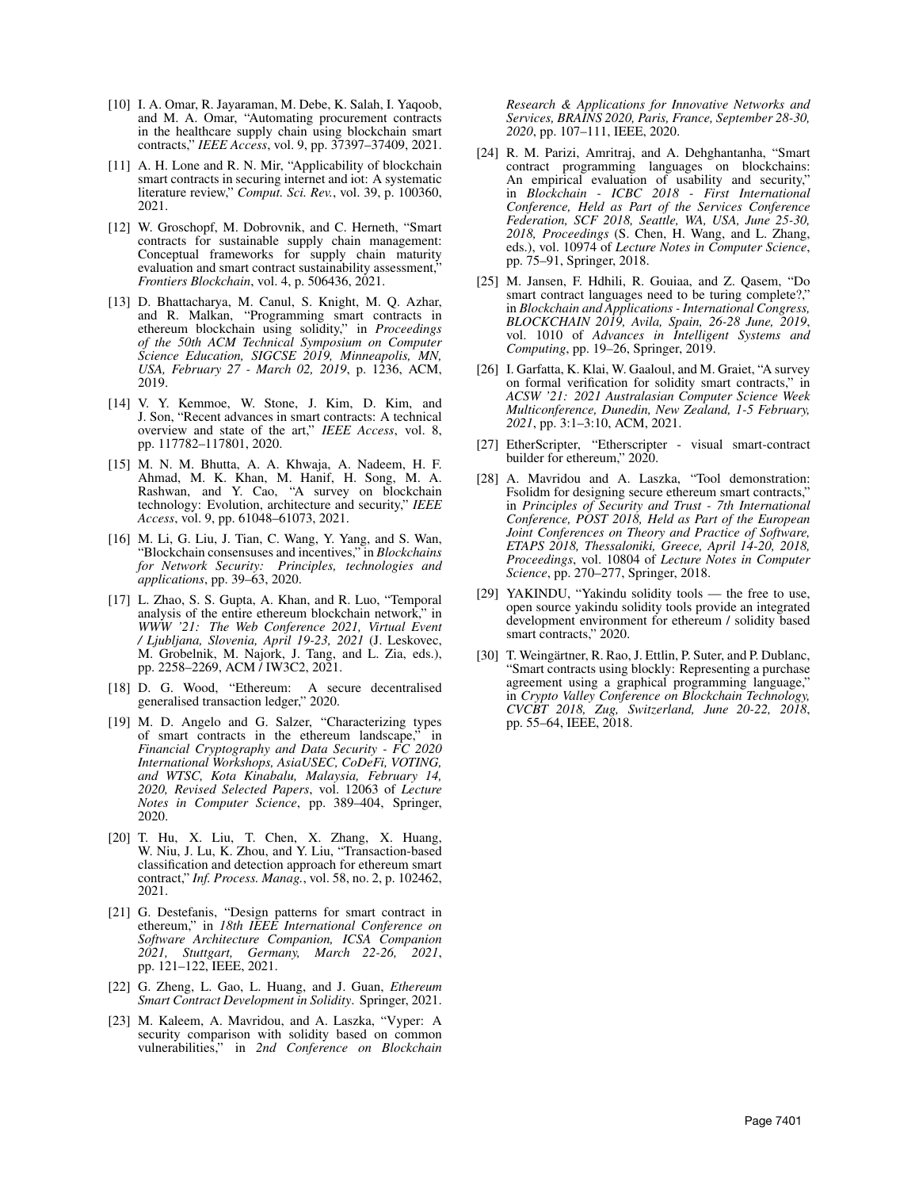[10] I. A. Omar, R. Jayaraman, M. Debe, K. Salah, I. Yaqoob, and M. A. Omar, "Automating procurement contracts in the healthcare supply chain using blockchain smart contracts," *IEEE Access*, vol. 9, pp. 37397–37409, 2021.

[11] A. H. Lone and R. N. Mir, "Applicability of blockchain smart contracts in securing internet and iot: A systematic literature review," *Comput. Sci. Rev.*, vol. 39, p. 100360, 2021.

[12] W. Groschopf, M. Dobrovnik, and C. Herneth, "Smart contracts for sustainable supply chain management: Conceptual frameworks for supply chain maturity evaluation and smart contract sustainability assessment," *Frontiers Blockchain*, vol. 4, p. 506436, 2021.

[13] D. Bhattacharya, M. Canul, S. Knight, M. Q. Azhar, and R. Malkan, "Programming smart contracts in ethereum blockchain using solidity," in *Proceedings of the 50th ACM Technical Symposium on Computer Science Education, SIGCSE 2019, Minneapolis, MN, USA, February 27 - March 02, 2019*, p. 1236, ACM, 2019.

[14] V. Y. Kemmoe, W. Stone, J. Kim, D. Kim, and J. Son, "Recent advances in smart contracts: A technical overview and state of the art," *IEEE Access*, vol. 8, pp. 117782–117801, 2020.

[15] M. N. M. Bhutta, A. A. Khwaja, A. Nadeem, H. F. Ahmad, M. K. Khan, M. Hanif, H. Song, M. A. Rashwan, and Y. Cao, "A survey on blockchain technology: Evolution, architecture and security," *IEEE Access*, vol. 9, pp. 61048–61073, 2021.

[16] M. Li, G. Liu, J. Tian, C. Wang, Y. Yang, and S. Wan, "Blockchain consensuses and incentives," in *Blockchains for Network Security: Principles, technologies and applications*, pp. 39–63, 2020.

[17] L. Zhao, S. S. Gupta, A. Khan, and R. Luo, "Temporal analysis of the entire ethereum blockchain network," in *WWW '21: The Web Conference 2021, Virtual Event / Ljubljana, Slovenia, April 19-23, 2021* (J. Leskovec, M. Grobelnik, M. Najork, J. Tang, and L. Zia, eds.), pp. 2258–2269, ACM / IW3C2, 2021.

[18] D. G. Wood, "Ethereum: A secure decentralised generalised transaction ledger," 2020.

[19] M. D. Angelo and G. Salzer, "Characterizing types of smart contracts in the ethereum landscape," in *Financial Cryptography and Data Security - FC 2020 International Workshops, AsiaUSEC, CoDeFi, VOTING, and WTSC, Kota Kinabalu, Malaysia, February 14, 2020, Revised Selected Papers*, vol. 12063 of *Lecture Notes in Computer Science*, pp. 389–404, Springer, 2020.

[20] T. Hu, X. Liu, T. Chen, X. Zhang, X. Huang, W. Niu, J. Lu, K. Zhou, and Y. Liu, "Transaction-based classification and detection approach for ethereum smart contract," *Inf. Process. Manag.*, vol. 58, no. 2, p. 102462, 2021.

[21] G. Destefanis, "Design patterns for smart contract in ethereum," in *18th IEEE International Conference on Software Architecture Companion, ICSA Companion 2021, Stuttgart, Germany, March 22-26, 2021*, pp. 121–122, IEEE, 2021.

[22] G. Zheng, L. Gao, L. Huang, and J. Guan, *Ethereum Smart Contract Development in Solidity*. Springer, 2021.

[23] M. Kaleem, A. Mavridou, and A. Laszka, "Vyper: A security comparison with solidity based on common vulnerabilities," in *2nd Conference on Blockchain Research & Applications for Innovative Networks and Services, BRAINS 2020, Paris, France, September 28-30, 2020*, pp. 107–111, IEEE, 2020.

[24] R. M. Parizi, Amritraj, and A. Dehghantanha, "Smart contract programming languages on blockchains: An empirical evaluation of usability and security," in *Blockchain - ICBC 2018 - First International Conference, Held as Part of the Services Conference Federation, SCF 2018, Seattle, WA, USA, June 25-30, 2018, Proceedings* (S. Chen, H. Wang, and L. Zhang, eds.), vol. 10974 of *Lecture Notes in Computer Science*, pp. 75–91, Springer, 2018.

[25] M. Jansen, F. Hdhili, R. Gouiaa, and Z. Qasem, "Do smart contract languages need to be turing complete?," in *Blockchain and Applications - International Congress, BLOCKCHAIN 2019, Avila, Spain, 26-28 June, 2019*, vol. 1010 of *Advances in Intelligent Systems and Computing*, pp. 19–26, Springer, 2019.

[26] I. Garfatta, K. Klai, W. Gaaloul, and M. Graiet, "A survey on formal verification for solidity smart contracts," in *ACSW '21: 2021 Australasian Computer Science Week Multiconference, Dunedin, New Zealand, 1-5 February, 2021*, pp. 3:1–3:10, ACM, 2021.

[27] EtherScripter, "Etherscripter - visual smart-contract builder for ethereum," 2020.

[28] A. Mavridou and A. Laszka, "Tool demonstration: Fsolidm for designing secure ethereum smart contracts," in *Principles of Security and Trust - 7th International Conference, POST 2018, Held as Part of the European Joint Conferences on Theory and Practice of Software, ETAPS 2018, Thessaloniki, Greece, April 14-20, 2018, Proceedings*, vol. 10804 of *Lecture Notes in Computer Science*, pp. 270–277, Springer, 2018.

[29] YAKINDU, "Yakindu solidity tools — the free to use, open source yakindu solidity tools provide an integrated development environment for ethereum / solidity based smart contracts," 2020.

[30] T. Weingärtner, R. Rao, J. Ettlin, P. Suter, and P. Dublanc, "Smart contracts using blockly: Representing a purchase agreement using a graphical programming language," in *Crypto Valley Conference on Blockchain Technology, CVCBT 2018, Zug, Switzerland, June 20-22, 2018*, pp. 55–64, IEEE, 2018.